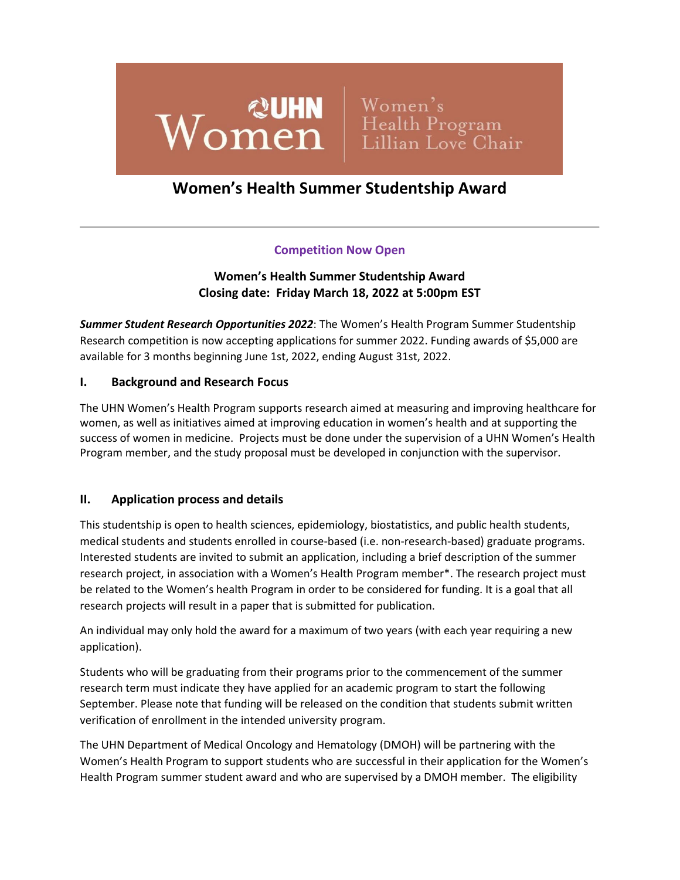UHN Women | Women's Health Program Lillian Love Chair

# Women's Health Summer Studentship Award

---

**Competition Now Open**

**Women's Health Summer Studentship Award**
**Closing date: Friday March 18, 2022 at 5:00pm EST**

***Summer Student Research Opportunities 2022***: The Women's Health Program Summer Studentship Research competition is now accepting applications for summer 2022. Funding awards of $5,000 are available for 3 months beginning June 1st, 2022, ending August 31st, 2022.

## I. Background and Research Focus

The UHN Women's Health Program supports research aimed at measuring and improving healthcare for women, as well as initiatives aimed at improving education in women's health and at supporting the success of women in medicine. Projects must be done under the supervision of a UHN Women's Health Program member, and the study proposal must be developed in conjunction with the supervisor.

## II. Application process and details

This studentship is open to health sciences, epidemiology, biostatistics, and public health students, medical students and students enrolled in course-based (i.e. non-research-based) graduate programs. Interested students are invited to submit an application, including a brief description of the summer research project, in association with a Women's Health Program member*. The research project must be related to the Women's health Program in order to be considered for funding. It is a goal that all research projects will result in a paper that is submitted for publication.

An individual may only hold the award for a maximum of two years (with each year requiring a new application).

Students who will be graduating from their programs prior to the commencement of the summer research term must indicate they have applied for an academic program to start the following September. Please note that funding will be released on the condition that students submit written verification of enrollment in the intended university program.

The UHN Department of Medical Oncology and Hematology (DMOH) will be partnering with the Women's Health Program to support students who are successful in their application for the Women's Health Program summer student award and who are supervised by a DMOH member. The eligibility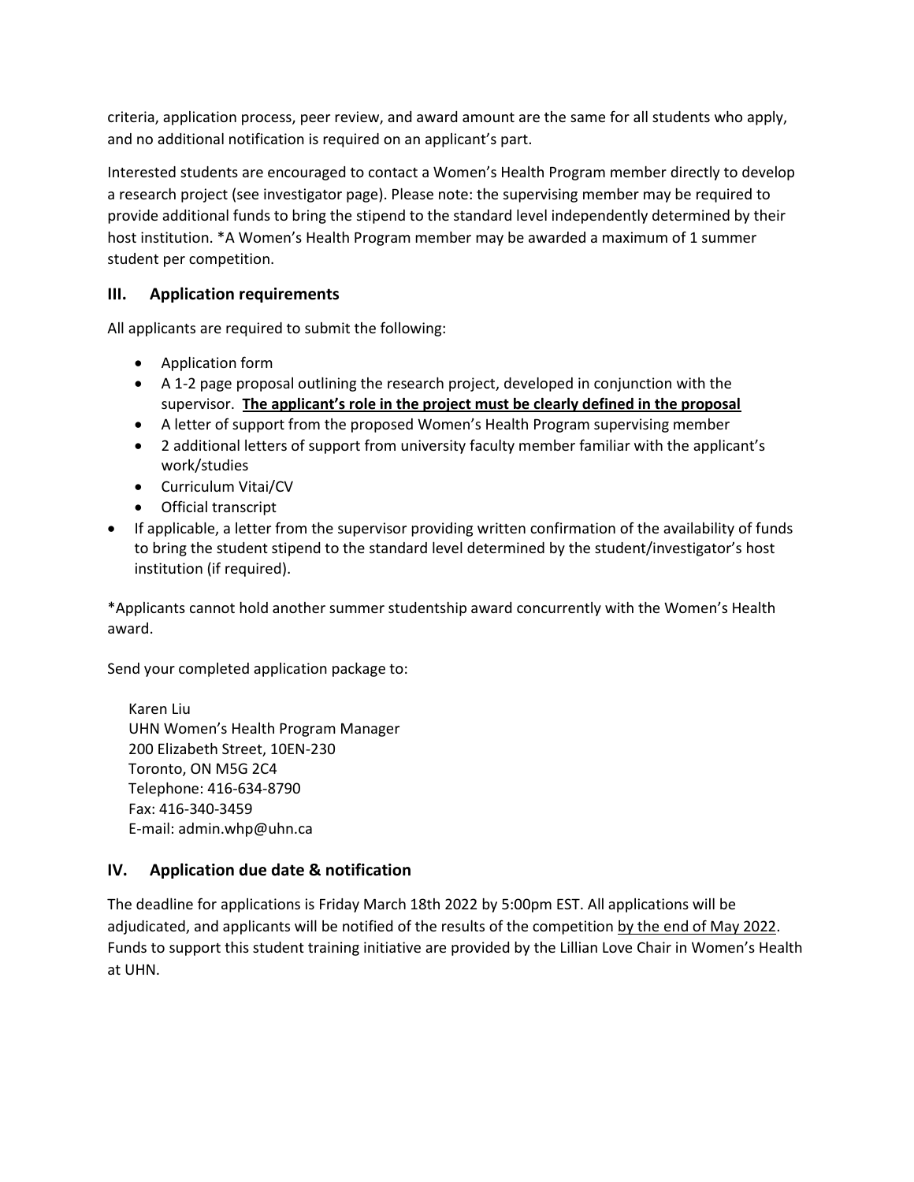criteria, application process, peer review, and award amount are the same for all students who apply, and no additional notification is required on an applicant's part.

Interested students are encouraged to contact a Women's Health Program member directly to develop a research project (see investigator page). Please note: the supervising member may be required to provide additional funds to bring the stipend to the standard level independently determined by their host institution. *A Women's Health Program member may be awarded a maximum of 1 summer student per competition.

## III. Application requirements

All applicants are required to submit the following:

- Application form
- A 1-2 page proposal outlining the research project, developed in conjunction with the supervisor. **<u>The applicant's role in the project must be clearly defined in the proposal</u>**
- A letter of support from the proposed Women's Health Program supervising member
- 2 additional letters of support from university faculty member familiar with the applicant's work/studies
- Curriculum Vitai/CV
- Official transcript
- If applicable, a letter from the supervisor providing written confirmation of the availability of funds to bring the student stipend to the standard level determined by the student/investigator's host institution (if required).

*Applicants cannot hold another summer studentship award concurrently with the Women's Health award.

Send your completed application package to:

Karen Liu
UHN Women's Health Program Manager
200 Elizabeth Street, 10EN-230
Toronto, ON M5G 2C4
Telephone: 416-634-8790
Fax: 416-340-3459
E-mail: admin.whp@uhn.ca

## IV. Application due date & notification

The deadline for applications is Friday March 18th 2022 by 5:00pm EST. All applications will be adjudicated, and applicants will be notified of the results of the competition <u>by the end of May 2022</u>. Funds to support this student training initiative are provided by the Lillian Love Chair in Women's Health at UHN.